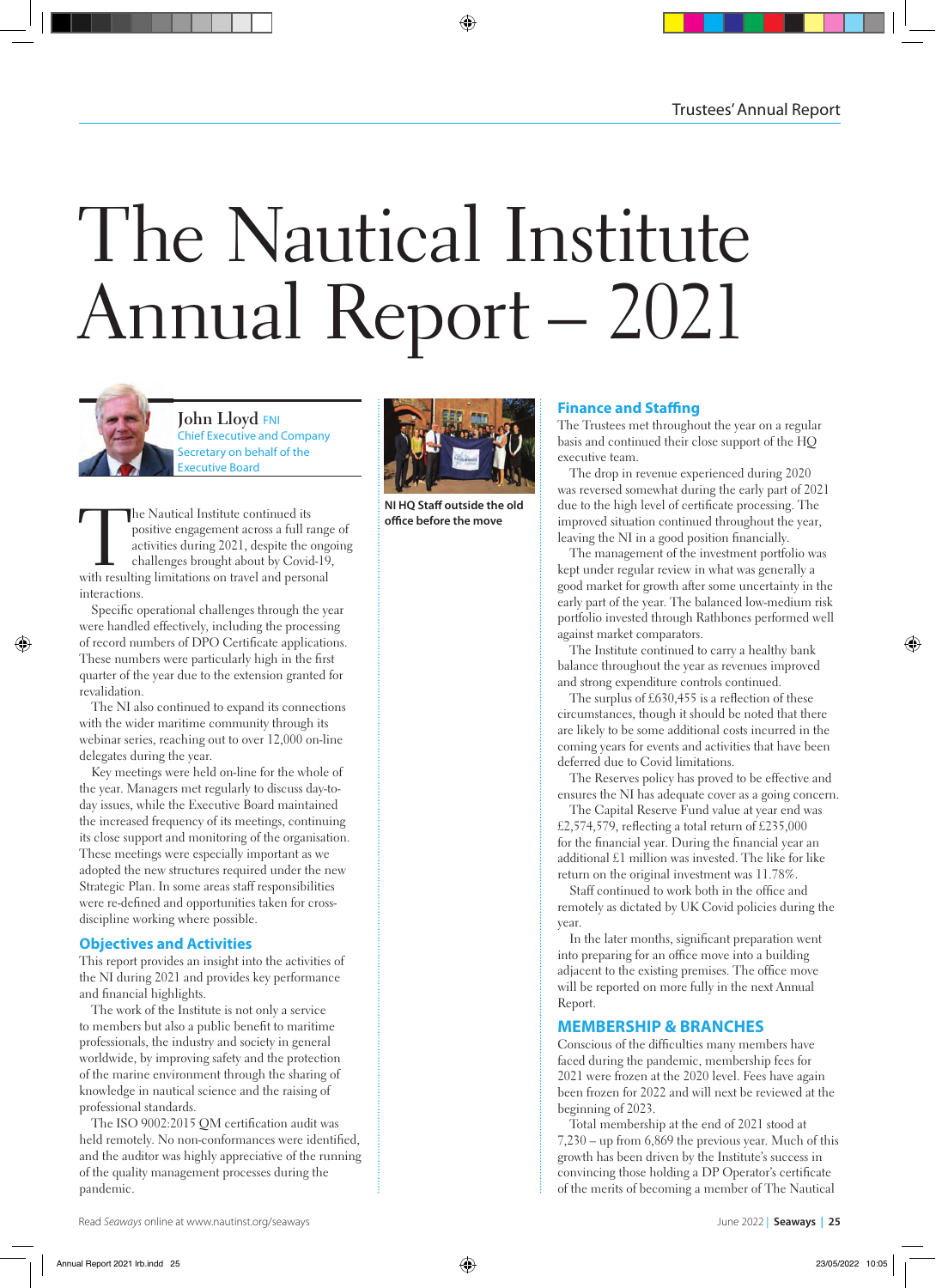# The Nautical Institute Annual Report – 2021

**John Lloyd** FNI
Chief Executive and Company Secretary on behalf of the Executive Board

The Nautical Institute continued its positive engagement across a full range of activities during 2021, despite the ongoing challenges brought about by Covid-19, with resulting limitations on travel and personal interactions.

Specific operational challenges through the year were handled effectively, including the processing of record numbers of DPO Certificate applications. These numbers were particularly high in the first quarter of the year due to the extension granted for revalidation.

The NI also continued to expand its connections with the wider maritime community through its webinar series, reaching out to over 12,000 on-line delegates during the year.

Key meetings were held on-line for the whole of the year. Managers met regularly to discuss day-to-day issues, while the Executive Board maintained the increased frequency of its meetings, continuing its close support and monitoring of the organisation. These meetings were especially important as we adopted the new structures required under the new Strategic Plan. In some areas staff responsibilities were re-defined and opportunities taken for cross-discipline working where possible.

## Objectives and Activities

This report provides an insight into the activities of the NI during 2021 and provides key performance and financial highlights.

The work of the Institute is not only a service to members but also a public benefit to maritime professionals, the industry and society in general worldwide, by improving safety and the protection of the marine environment through the sharing of knowledge in nautical science and the raising of professional standards.

The ISO 9002:2015 QM certification audit was held remotely. No non-conformances were identified, and the auditor was highly appreciative of the running of the quality management processes during the pandemic.

NI HQ Staff outside the old office before the move

## Finance and Staffing

The Trustees met throughout the year on a regular basis and continued their close support of the HQ executive team.

The drop in revenue experienced during 2020 was reversed somewhat during the early part of 2021 due to the high level of certificate processing. The improved situation continued throughout the year, leaving the NI in a good position financially.

The management of the investment portfolio was kept under regular review in what was generally a good market for growth after some uncertainty in the early part of the year. The balanced low-medium risk portfolio invested through Rathbones performed well against market comparators.

The Institute continued to carry a healthy bank balance throughout the year as revenues improved and strong expenditure controls continued.

The surplus of £630,455 is a reflection of these circumstances, though it should be noted that there are likely to be some additional costs incurred in the coming years for events and activities that have been deferred due to Covid limitations.

The Reserves policy has proved to be effective and ensures the NI has adequate cover as a going concern.

The Capital Reserve Fund value at year end was £2,574,579, reflecting a total return of £235,000 for the financial year. During the financial year an additional £1 million was invested. The like for like return on the original investment was 11.78%.

Staff continued to work both in the office and remotely as dictated by UK Covid policies during the year.

In the later months, significant preparation went into preparing for an office move into a building adjacent to the existing premises. The office move will be reported on more fully in the next Annual Report.

## MEMBERSHIP & BRANCHES

Conscious of the difficulties many members have faced during the pandemic, membership fees for 2021 were frozen at the 2020 level. Fees have again been frozen for 2022 and will next be reviewed at the beginning of 2023.

Total membership at the end of 2021 stood at 7,230 – up from 6,869 the previous year. Much of this growth has been driven by the Institute's success in convincing those holding a DP Operator's certificate of the merits of becoming a member of The Nautical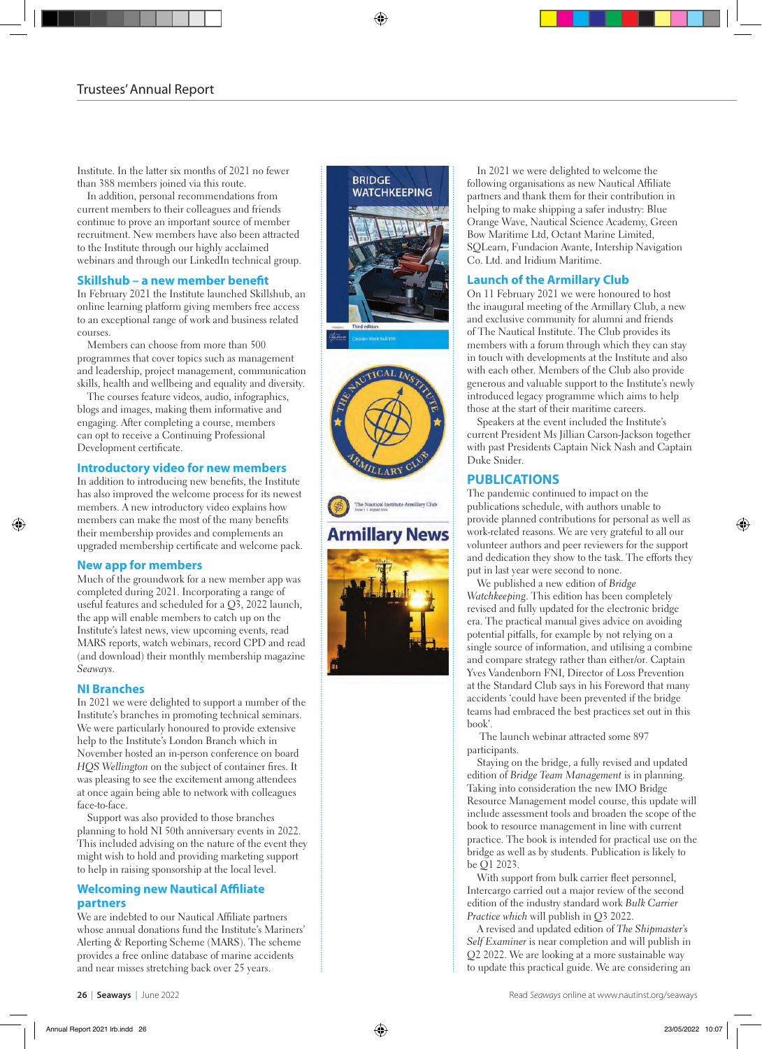Institute. In the latter six months of 2021 no fewer than 388 members joined via this route.

In addition, personal recommendations from current members to their colleagues and friends continue to prove an important source of member recruitment. New members have also been attracted to the Institute through our highly acclaimed webinars and through our LinkedIn technical group.

## Skillshub – a new member benefit

In February 2021 the Institute launched Skillshub, an online learning platform giving members free access to an exceptional range of work and business related courses.

Members can choose from more than 500 programmes that cover topics such as management and leadership, project management, communication skills, health and wellbeing and equality and diversity.

The courses feature videos, audio, infographics, blogs and images, making them informative and engaging. After completing a course, members can opt to receive a Continuing Professional Development certificate.

## Introductory video for new members

In addition to introducing new benefits, the Institute has also improved the welcome process for its newest members. A new introductory video explains how members can make the most of the many benefits their membership provides and complements an upgraded membership certificate and welcome pack.

## New app for members

Much of the groundwork for a new member app was completed during 2021. Incorporating a range of useful features and scheduled for a Q3, 2022 launch, the app will enable members to catch up on the Institute's latest news, view upcoming events, read MARS reports, watch webinars, record CPD and read (and download) their monthly membership magazine *Seaways*.

## NI Branches

In 2021 we were delighted to support a number of the Institute's branches in promoting technical seminars. We were particularly honoured to provide extensive help to the Institute's London Branch which in November hosted an in-person conference on board *HQS Wellington* on the subject of container fires. It was pleasing to see the excitement among attendees at once again being able to network with colleagues face-to-face.

Support was also provided to those branches planning to hold NI 50th anniversary events in 2022. This included advising on the nature of the event they might wish to hold and providing marketing support to help in raising sponsorship at the local level.

## Welcoming new Nautical Affiliate partners

We are indebted to our Nautical Affiliate partners whose annual donations fund the Institute's Mariners' Alerting & Reporting Scheme (MARS). The scheme provides a free online database of marine accidents and near misses stretching back over 25 years.

In 2021 we were delighted to welcome the following organisations as new Nautical Affiliate partners and thank them for their contribution in helping to make shipping a safer industry: Blue Orange Wave, Nautical Science Academy, Green Bow Maritime Ltd, Octant Marine Limited, SQLearn, Fundacion Avante, Intership Navigation Co. Ltd. and Iridium Maritime.

## Launch of the Armillary Club

On 11 February 2021 we were honoured to host the inaugural meeting of the Armillary Club, a new and exclusive community for alumni and friends of The Nautical Institute. The Club provides its members with a forum through which they can stay in touch with developments at the Institute and also with each other. Members of the Club also provide generous and valuable support to the Institute's newly introduced legacy programme which aims to help those at the start of their maritime careers.

Speakers at the event included the Institute's current President Ms Jillian Carson-Jackson together with past Presidents Captain Nick Nash and Captain Duke Snider.

## PUBLICATIONS

The pandemic continued to impact on the publications schedule, with authors unable to provide planned contributions for personal as well as work-related reasons. We are very grateful to all our volunteer authors and peer reviewers for the support and dedication they show to the task. The efforts they put in last year were second to none.

We published a new edition of *Bridge Watchkeeping*. This edition has been completely revised and fully updated for the electronic bridge era. The practical manual gives advice on avoiding potential pitfalls, for example by not relying on a single source of information, and utilising a combine and compare strategy rather than either/or. Captain Yves Vandenborn FNI, Director of Loss Prevention at the Standard Club says in his Foreword that many accidents 'could have been prevented if the bridge teams had embraced the best practices set out in this book'.

The launch webinar attracted some 897 participants.

Staying on the bridge, a fully revised and updated edition of *Bridge Team Management* is in planning. Taking into consideration the new IMO Bridge Resource Management model course, this update will include assessment tools and broaden the scope of the book to resource management in line with current practice. The book is intended for practical use on the bridge as well as by students. Publication is likely to be Q1 2023.

With support from bulk carrier fleet personnel, Intercargo carried out a major review of the second edition of the industry standard work *Bulk Carrier Practice which* will publish in Q3 2022.

A revised and updated edition of *The Shipmaster's Self Examiner* is near completion and will publish in Q2 2022. We are looking at a more sustainable way to update this practical guide. We are considering an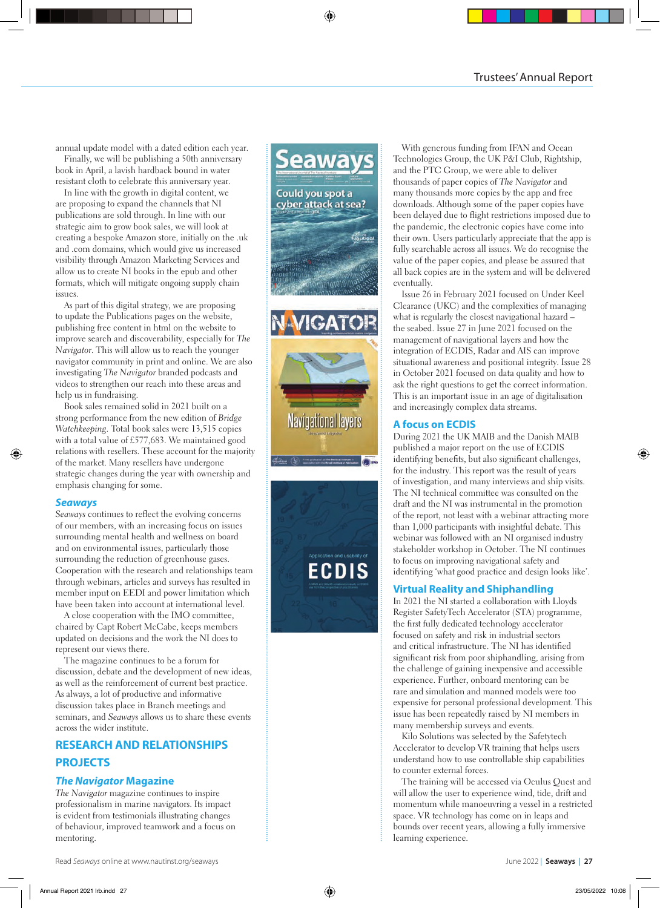annual update model with a dated edition each year.

Finally, we will be publishing a 50th anniversary book in April, a lavish hardback bound in water resistant cloth to celebrate this anniversary year.

In line with the growth in digital content, we are proposing to expand the channels that NI publications are sold through. In line with our strategic aim to grow book sales, we will look at creating a bespoke Amazon store, initially on the .uk and .com domains, which would give us increased visibility through Amazon Marketing Services and allow us to create NI books in the epub and other formats, which will mitigate ongoing supply chain issues.

As part of this digital strategy, we are proposing to update the Publications pages on the website, publishing free content in html on the website to improve search and discoverability, especially for *The Navigator*. This will allow us to reach the younger navigator community in print and online. We are also investigating *The Navigator* branded podcasts and videos to strengthen our reach into these areas and help us in fundraising.

Book sales remained solid in 2021 built on a strong performance from the new edition of *Bridge Watchkeeping*. Total book sales were 13,515 copies with a total value of £577,683. We maintained good relations with resellers. These account for the majority of the market. Many resellers have undergone strategic changes during the year with ownership and emphasis changing for some.

### *Seaways*

*Seaways* continues to reflect the evolving concerns of our members, with an increasing focus on issues surrounding mental health and wellness on board and on environmental issues, particularly those surrounding the reduction of greenhouse gases. Cooperation with the research and relationships team through webinars, articles and surveys has resulted in member input on EEDI and power limitation which have been taken into account at international level.

A close cooperation with the IMO committee, chaired by Capt Robert McCabe, keeps members updated on decisions and the work the NI does to represent our views there.

The magazine continues to be a forum for discussion, debate and the development of new ideas, as well as the reinforcement of current best practice. As always, a lot of productive and informative discussion takes place in Branch meetings and seminars, and *Seaways* allows us to share these events across the wider institute.

## RESEARCH AND RELATIONSHIPS PROJECTS

### *The Navigator* Magazine

*The Navigator* magazine continues to inspire professionalism in marine navigators. Its impact is evident from testimonials illustrating changes of behaviour, improved teamwork and a focus on mentoring.

With generous funding from IFAN and Ocean Technologies Group, the UK P&I Club, Rightship, and the PTC Group, we were able to deliver thousands of paper copies of *The Navigator* and many thousands more copies by the app and free downloads. Although some of the paper copies have been delayed due to flight restrictions imposed due to the pandemic, the electronic copies have come into their own. Users particularly appreciate that the app is fully searchable across all issues. We do recognise the value of the paper copies, and please be assured that all back copies are in the system and will be delivered eventually.

Issue 26 in February 2021 focused on Under Keel Clearance (UKC) and the complexities of managing what is regularly the closest navigational hazard – the seabed. Issue 27 in June 2021 focused on the management of navigational layers and how the integration of ECDIS, Radar and AIS can improve situational awareness and positional integrity. Issue 28 in October 2021 focused on data quality and how to ask the right questions to get the correct information. This is an important issue in an age of digitalisation and increasingly complex data streams.

### A focus on ECDIS

During 2021 the UK MAIB and the Danish MAIB published a major report on the use of ECDIS identifying benefits, but also significant challenges, for the industry. This report was the result of years of investigation, and many interviews and ship visits. The NI technical committee was consulted on the draft and the NI was instrumental in the promotion of the report, not least with a webinar attracting more than 1,000 participants with insightful debate. This webinar was followed with an NI organised industry stakeholder workshop in October. The NI continues to focus on improving navigational safety and identifying 'what good practice and design looks like'.

### Virtual Reality and Shiphandling

In 2021 the NI started a collaboration with Lloyds Register SafetyTech Accelerator (STA) programme, the first fully dedicated technology accelerator focused on safety and risk in industrial sectors and critical infrastructure. The NI has identified significant risk from poor shiphandling, arising from the challenge of gaining inexpensive and accessible experience. Further, onboard mentoring can be rare and simulation and manned models were too expensive for personal professional development. This issue has been repeatedly raised by NI members in many membership surveys and events.

Kilo Solutions was selected by the Safetytech Accelerator to develop VR training that helps users understand how to use controllable ship capabilities to counter external forces.

The training will be accessed via Oculus Quest and will allow the user to experience wind, tide, drift and momentum while manoeuvring a vessel in a restricted space. VR technology has come on in leaps and bounds over recent years, allowing a fully immersive learning experience.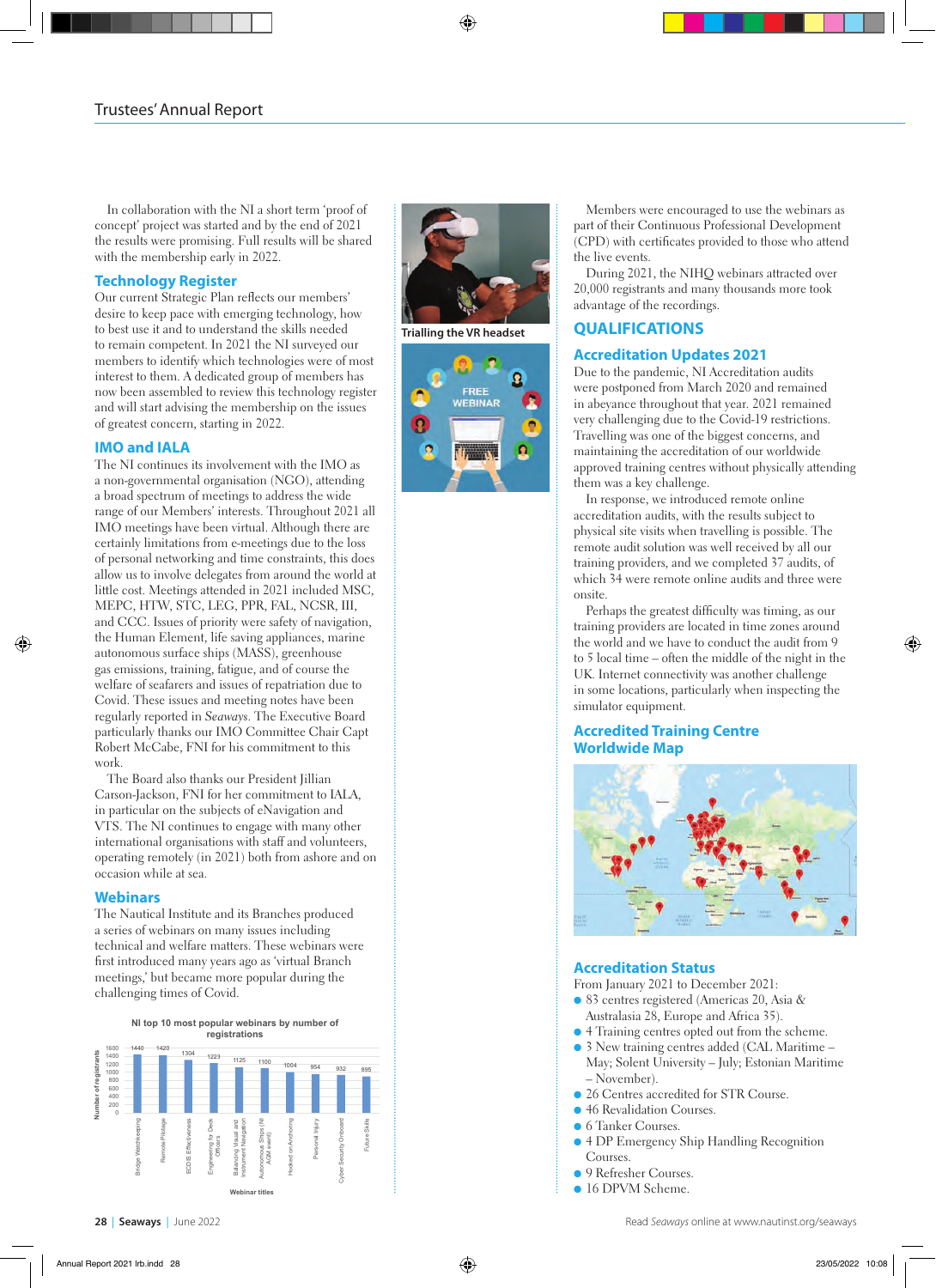In collaboration with the NI a short term 'proof of concept' project was started and by the end of 2021 the results were promising. Full results will be shared with the membership early in 2022.

## Technology Register

Our current Strategic Plan reflects our members' desire to keep pace with emerging technology, how to best use it and to understand the skills needed to remain competent. In 2021 the NI surveyed our members to identify which technologies were of most interest to them. A dedicated group of members has now been assembled to review this technology register and will start advising the membership on the issues of greatest concern, starting in 2022.

## IMO and IALA

The NI continues its involvement with the IMO as a non-governmental organisation (NGO), attending a broad spectrum of meetings to address the wide range of our Members' interests. Throughout 2021 all IMO meetings have been virtual. Although there are certainly limitations from e-meetings due to the loss of personal networking and time constraints, this does allow us to involve delegates from around the world at little cost. Meetings attended in 2021 included MSC, MEPC, HTW, STC, LEG, PPR, FAL, NCSR, III, and CCC. Issues of priority were safety of navigation, the Human Element, life saving appliances, marine autonomous surface ships (MASS), greenhouse gas emissions, training, fatigue, and of course the welfare of seafarers and issues of repatriation due to Covid. These issues and meeting notes have been regularly reported in *Seaways*. The Executive Board particularly thanks our IMO Committee Chair Capt Robert McCabe, FNI for his commitment to this work.

The Board also thanks our President Jillian Carson-Jackson, FNI for her commitment to IALA, in particular on the subjects of eNavigation and VTS. The NI continues to engage with many other international organisations with staff and volunteers, operating remotely (in 2021) both from ashore and on occasion while at sea.

## Webinars

The Nautical Institute and its Branches produced a series of webinars on many issues including technical and welfare matters. These webinars were first introduced many years ago as 'virtual Branch meetings,' but became more popular during the challenging times of Covid.

**NI top 10 most popular webinars by number of registrations**

| Webinar titles | Number of registrants |
|---|---|
| Bridge Watchkeeping | 1440 |
| Remote Pilotage | 1420 |
| ECDIS Effectiveness | 1304 |
| Engineering for Deck Officers | 1223 |
| Balancing Visual and Instrument Navigation | 1125 |
| Autonomous Ships (NI AGM event) | 1100 |
| Hooked on Anchoring | 1004 |
| Personal Injury | 954 |
| Cyber Security Onboard | 932 |
| Future Skills | 895 |

Trialling the VR headset

Members were encouraged to use the webinars as part of their Continuous Professional Development (CPD) with certificates provided to those who attend the live events.

During 2021, the NIHQ webinars attracted over 20,000 registrants and many thousands more took advantage of the recordings.

# QUALIFICATIONS

## Accreditation Updates 2021

Due to the pandemic, NI Accreditation audits were postponed from March 2020 and remained in abeyance throughout that year. 2021 remained very challenging due to the Covid-19 restrictions. Travelling was one of the biggest concerns, and maintaining the accreditation of our worldwide approved training centres without physically attending them was a key challenge.

In response, we introduced remote online accreditation audits, with the results subject to physical site visits when travelling is possible. The remote audit solution was well received by all our training providers, and we completed 37 audits, of which 34 were remote online audits and three were onsite.

Perhaps the greatest difficulty was timing, as our training providers are located in time zones around the world and we have to conduct the audit from 9 to 5 local time – often the middle of the night in the UK. Internet connectivity was another challenge in some locations, particularly when inspecting the simulator equipment.

## Accredited Training Centre Worldwide Map

## Accreditation Status

From January 2021 to December 2021:

- 83 centres registered (Americas 20, Asia & Australasia 28, Europe and Africa 35).
- 4 Training centres opted out from the scheme.
- 3 New training centres added (CAL Maritime – May; Solent University – July; Estonian Maritime – November).
- 26 Centres accredited for STR Course.
- 46 Revalidation Courses.
- 6 Tanker Courses.
- 4 DP Emergency Ship Handling Recognition Courses.
- 9 Refresher Courses.
- 16 DPVM Scheme.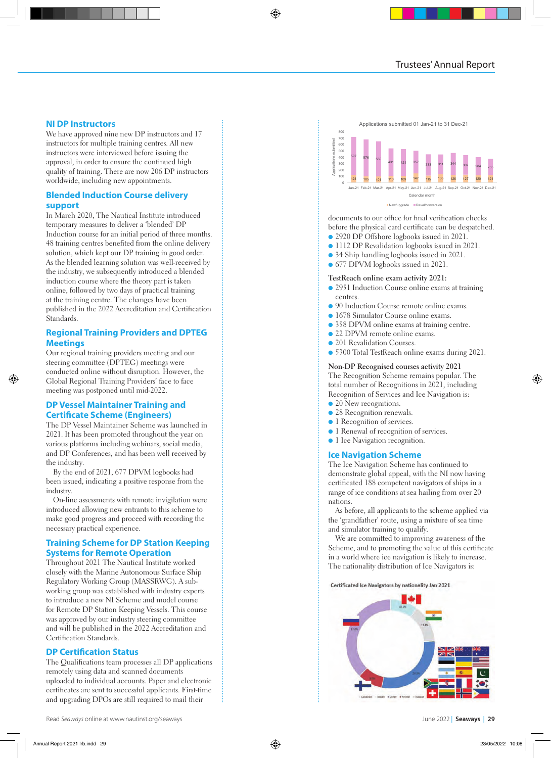## NI DP Instructors

We have approved nine new DP instructors and 17 instructors for multiple training centres. All new instructors were interviewed before issuing the approval, in order to ensure the continued high quality of training. There are now 206 DP instructors worldwide, including new appointments.

## Blended Induction Course delivery support

In March 2020, The Nautical Institute introduced temporary measures to deliver a 'blended' DP Induction course for an initial period of three months. 48 training centres benefited from the online delivery solution, which kept our DP training in good order. As the blended learning solution was well-received by the industry, we subsequently introduced a blended induction course where the theory part is taken online, followed by two days of practical training at the training centre. The changes have been published in the 2022 Accreditation and Certification Standards.

## Regional Training Providers and DPTEG Meetings

Our regional training providers meeting and our steering committee (DPTEG) meetings were conducted online without disruption. However, the Global Regional Training Providers' face to face meeting was postponed until mid-2022.

## DP Vessel Maintainer Training and Certificate Scheme (Engineers)

The DP Vessel Maintainer Scheme was launched in 2021. It has been promoted throughout the year on various platforms including webinars, social media, and DP Conferences, and has been well received by the industry.

By the end of 2021, 677 DPVM logbooks had been issued, indicating a positive response from the industry.

On-line assessments with remote invigilation were introduced allowing new entrants to this scheme to make good progress and proceed with recording the necessary practical experience.

## Training Scheme for DP Station Keeping Systems for Remote Operation

Throughout 2021 The Nautical Institute worked closely with the Marine Autonomous Surface Ship Regulatory Working Group (MASSRWG). A sub-working group was established with industry experts to introduce a new NI Scheme and model course for Remote DP Station Keeping Vessels. This course was approved by our industry steering committee and will be published in the 2022 Accreditation and Certification Standards.

## DP Certification Status

The Qualifications team processes all DP applications remotely using data and scanned documents uploaded to individual accounts. Paper and electronic certificates are sent to successful applicants. First-time and upgrading DPOs are still required to mail their documents to our office for final verification checks before the physical card certificate can be despatched.

Applications submitted 01 Jan-21 to 31 Dec-21

| Calendar month | New/upgrade | Reval/conversion |
|---|---|---|
| Jan-21 | 124 | 597 |
| Feb-21 | 105 | 576 |
| Mar-21 | 101 | 550 |
| Apr-21 | 110 | 431 |
| May-21 | 109 | 421 |
| Jun-21 | 147 | 357 |
| Jul-21 | 115 | 333 |
| Aug-21 | 135 | 311 |
| Sep-21 | 126 | 344 |
| Oct-21 | 127 | 307 |
| Nov-21 | 120 | 284 |
| Dec-21 | 121 | 255 |

- 2920 DP Offshore logbooks issued in 2021.
- 1112 DP Revalidation logbooks issued in 2021.
- 34 Ship handling logbooks issued in 2021.
- 677 DPVM logbooks issued in 2021.

**TestReach online exam activity 2021:**

- 2951 Induction Course online exams at training centres.
- 90 Induction Course remote online exams.
- 1678 Simulator Course online exams.
- 358 DPVM online exams at training centre.
- 22 DPVM remote online exams.
- 201 Revalidation Courses.
- 5300 Total TestReach online exams during 2021.

**Non-DP Recognised courses activity 2021**

The Recognition Scheme remains popular. The total number of Recognitions in 2021, including Recognition of Services and Ice Navigation is:

- 20 New recognitions.
- 28 Recognition renewals.
- 1 Recognition of services.
- 1 Renewal of recognition of services.
- 1 Ice Navigation recognition.

## Ice Navigation Scheme

The Ice Navigation Scheme has continued to demonstrate global appeal, with the NI now having certificated 188 competent navigators of ships in a range of ice conditions at sea hailing from over 20 nations.

As before, all applicants to the scheme applied via the 'grandfather' route, using a mixture of sea time and simulator training to qualify.

We are committed to improving awareness of the Scheme, and to promoting the value of this certificate in a world where ice navigation is likely to increase. The nationality distribution of Ice Navigators is:

Certificated Ice Navigators by nationality Jan 2021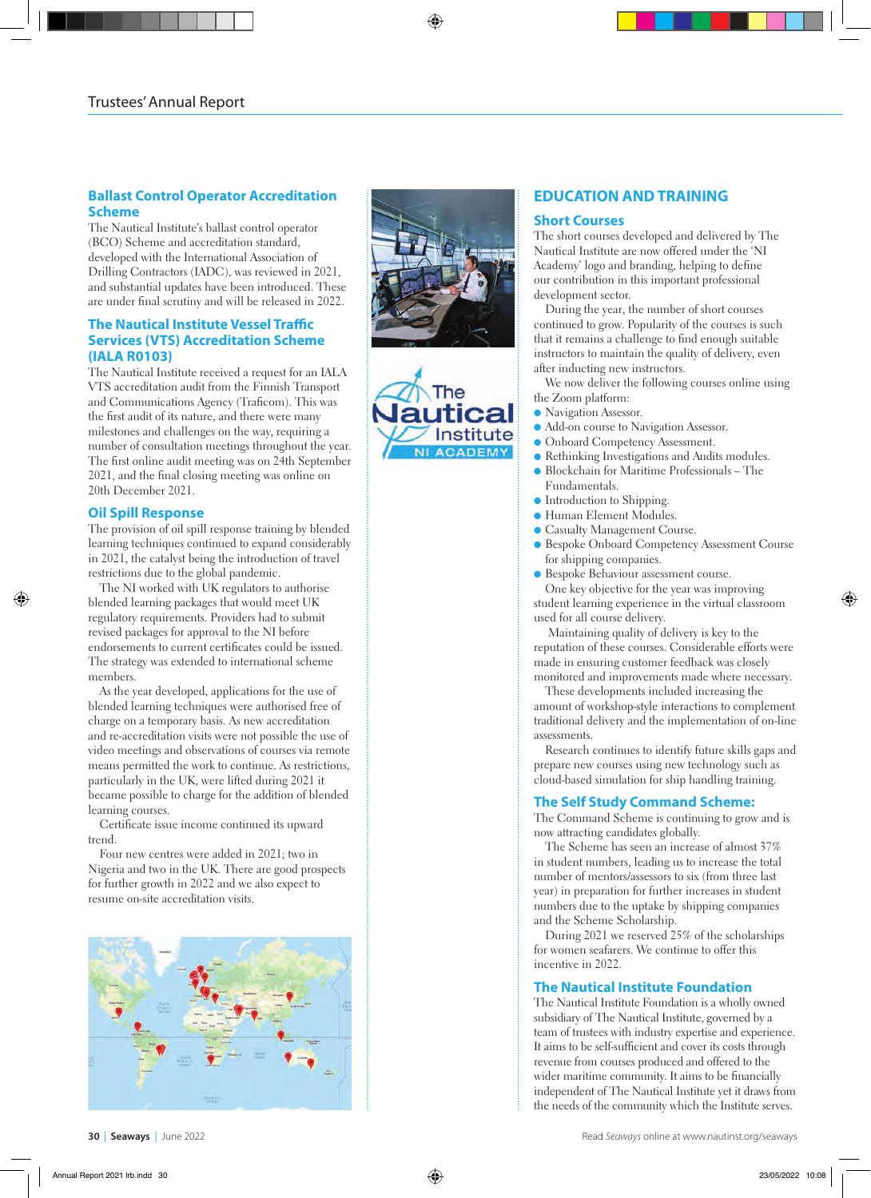## Ballast Control Operator Accreditation Scheme

The Nautical Institute's ballast control operator (BCO) Scheme and accreditation standard, developed with the International Association of Drilling Contractors (IADC), was reviewed in 2021, and substantial updates have been introduced. These are under final scrutiny and will be released in 2022.

## The Nautical Institute Vessel Traffic Services (VTS) Accreditation Scheme (IALA R0103)

The Nautical Institute received a request for an IALA VTS accreditation audit from the Finnish Transport and Communications Agency (Traficom). This was the first audit of its nature, and there were many milestones and challenges on the way, requiring a number of consultation meetings throughout the year. The first online audit meeting was on 24th September 2021, and the final closing meeting was online on 20th December 2021.

## Oil Spill Response

The provision of oil spill response training by blended learning techniques continued to expand considerably in 2021, the catalyst being the introduction of travel restrictions due to the global pandemic.

The NI worked with UK regulators to authorise blended learning packages that would meet UK regulatory requirements. Providers had to submit revised packages for approval to the NI before endorsements to current certificates could be issued. The strategy was extended to international scheme members.

As the year developed, applications for the use of blended learning techniques were authorised free of charge on a temporary basis. As new accreditation and re-accreditation visits were not possible the use of video meetings and observations of courses via remote means permitted the work to continue. As restrictions, particularly in the UK, were lifted during 2021 it became possible to charge for the addition of blended learning courses.

Certificate issue income continued its upward trend.

Four new centres were added in 2021; two in Nigeria and two in the UK. There are good prospects for further growth in 2022 and we also expect to resume on-site accreditation visits.

# EDUCATION AND TRAINING

## Short Courses

The short courses developed and delivered by The Nautical Institute are now offered under the 'NI Academy' logo and branding, helping to define our contribution in this important professional development sector.

During the year, the number of short courses continued to grow. Popularity of the courses is such that it remains a challenge to find enough suitable instructors to maintain the quality of delivery, even after inducting new instructors.

We now deliver the following courses online using the Zoom platform:

- Navigation Assessor.
- Add-on course to Navigation Assessor.
- Onboard Competency Assessment.
- Rethinking Investigations and Audits modules.
- Blockchain for Maritime Professionals – The Fundamentals.
- Introduction to Shipping.
- Human Element Modules.
- Casualty Management Course.
- Bespoke Onboard Competency Assessment Course for shipping companies.
- Bespoke Behaviour assessment course.

One key objective for the year was improving student learning experience in the virtual classroom used for all course delivery.

Maintaining quality of delivery is key to the reputation of these courses. Considerable efforts were made in ensuring customer feedback was closely monitored and improvements made where necessary.

These developments included increasing the amount of workshop-style interactions to complement traditional delivery and the implementation of on-line assessments.

Research continues to identify future skills gaps and prepare new courses using new technology such as cloud-based simulation for ship handling training.

## The Self Study Command Scheme:

The Command Scheme is continuing to grow and is now attracting candidates globally.

The Scheme has seen an increase of almost 37% in student numbers, leading us to increase the total number of mentors/assessors to six (from three last year) in preparation for further increases in student numbers due to the uptake by shipping companies and the Scheme Scholarship.

During 2021 we reserved 25% of the scholarships for women seafarers. We continue to offer this incentive in 2022.

## The Nautical Institute Foundation

The Nautical Institute Foundation is a wholly owned subsidiary of The Nautical Institute, governed by a team of trustees with industry expertise and experience. It aims to be self-sufficient and cover its costs through revenue from courses produced and offered to the wider maritime community. It aims to be financially independent of The Nautical Institute yet it draws from the needs of the community which the Institute serves.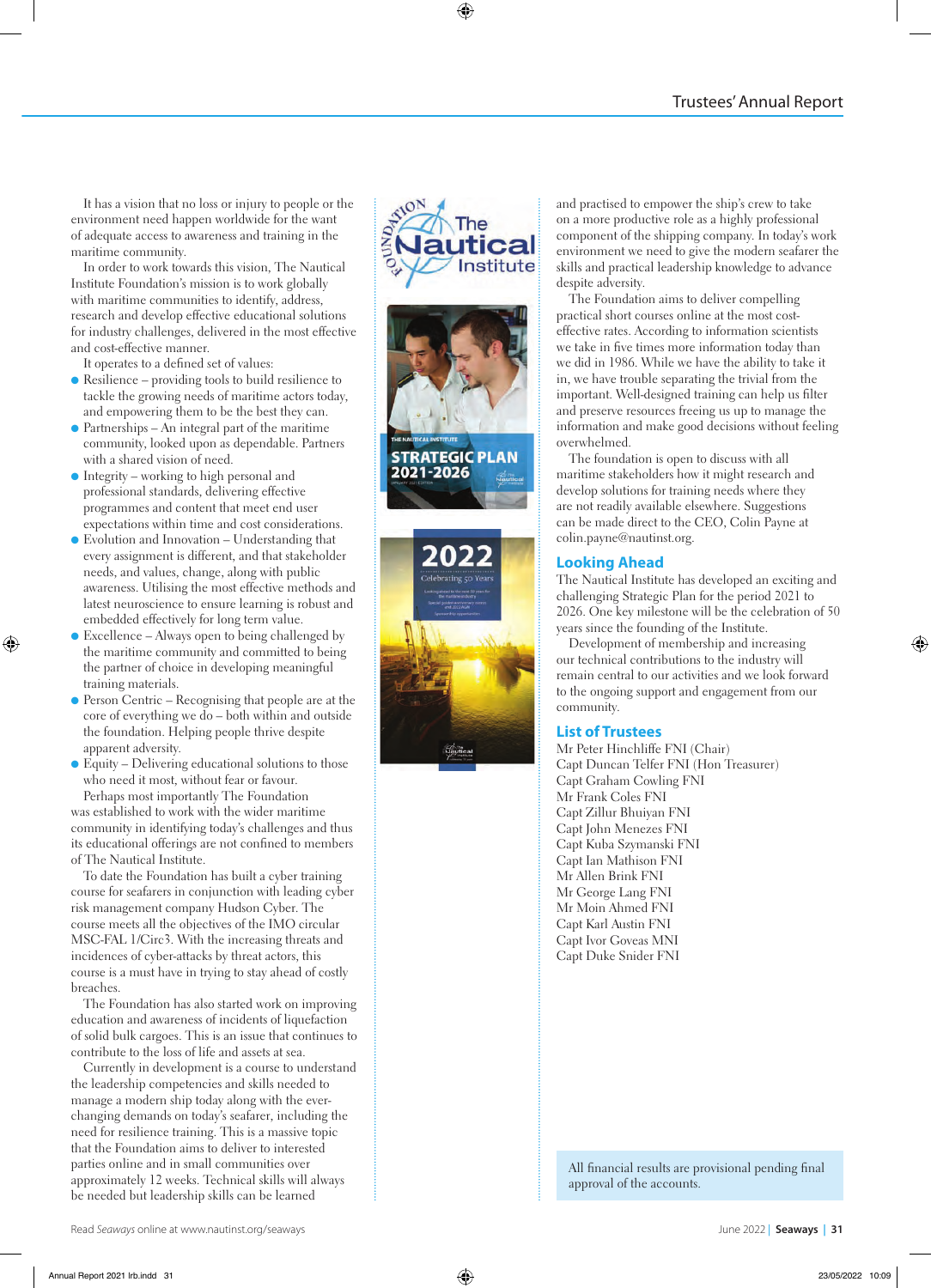It has a vision that no loss or injury to people or the environment need happen worldwide for the want of adequate access to awareness and training in the maritime community.

In order to work towards this vision, The Nautical Institute Foundation's mission is to work globally with maritime communities to identify, address, research and develop effective educational solutions for industry challenges, delivered in the most effective and cost-effective manner.

It operates to a defined set of values:

- Resilience – providing tools to build resilience to tackle the growing needs of maritime actors today, and empowering them to be the best they can.
- Partnerships – An integral part of the maritime community, looked upon as dependable. Partners with a shared vision of need.
- Integrity – working to high personal and professional standards, delivering effective programmes and content that meet end user expectations within time and cost considerations.
- Evolution and Innovation – Understanding that every assignment is different, and that stakeholder needs, and values, change, along with public awareness. Utilising the most effective methods and latest neuroscience to ensure learning is robust and embedded effectively for long term value.
- Excellence – Always open to being challenged by the maritime community and committed to being the partner of choice in developing meaningful training materials.
- Person Centric – Recognising that people are at the core of everything we do – both within and outside the foundation. Helping people thrive despite apparent adversity.
- Equity – Delivering educational solutions to those who need it most, without fear or favour.

Perhaps most importantly The Foundation was established to work with the wider maritime community in identifying today's challenges and thus its educational offerings are not confined to members of The Nautical Institute.

To date the Foundation has built a cyber training course for seafarers in conjunction with leading cyber risk management company Hudson Cyber. The course meets all the objectives of the IMO circular MSC-FAL 1/Circ3. With the increasing threats and incidences of cyber-attacks by threat actors, this course is a must have in trying to stay ahead of costly breaches.

The Foundation has also started work on improving education and awareness of incidents of liquefaction of solid bulk cargoes. This is an issue that continues to contribute to the loss of life and assets at sea.

Currently in development is a course to understand the leadership competencies and skills needed to manage a modern ship today along with the ever-changing demands on today's seafarer, including the need for resilience training. This is a massive topic that the Foundation aims to deliver to interested parties online and in small communities over approximately 12 weeks. Technical skills will always be needed but leadership skills can be learned and practised to empower the ship's crew to take on a more productive role as a highly professional component of the shipping company. In today's work environment we need to give the modern seafarer the skills and practical leadership knowledge to advance despite adversity.

The Foundation aims to deliver compelling practical short courses online at the most cost-effective rates. According to information scientists we take in five times more information today than we did in 1986. While we have the ability to take it in, we have trouble separating the trivial from the important. Well-designed training can help us filter and preserve resources freeing us up to manage the information and make good decisions without feeling overwhelmed.

The foundation is open to discuss with all maritime stakeholders how it might research and develop solutions for training needs where they are not readily available elsewhere. Suggestions can be made direct to the CEO, Colin Payne at colin.payne@nautinst.org.

## Looking Ahead

The Nautical Institute has developed an exciting and challenging Strategic Plan for the period 2021 to 2026. One key milestone will be the celebration of 50 years since the founding of the Institute.

Development of membership and increasing our technical contributions to the industry will remain central to our activities and we look forward to the ongoing support and engagement from our community.

## List of Trustees

Mr Peter Hinchliffe FNI (Chair)
Capt Duncan Telfer FNI (Hon Treasurer)
Capt Graham Cowling FNI
Mr Frank Coles FNI
Capt Zillur Bhuiyan FNI
Capt John Menezes FNI
Capt Kuba Szymanski FNI
Capt Ian Mathison FNI
Mr Allen Brink FNI
Mr George Lang FNI
Mr Moin Ahmed FNI
Capt Karl Austin FNI
Capt Ivor Goveas MNI
Capt Duke Snider FNI

All financial results are provisional pending final approval of the accounts.